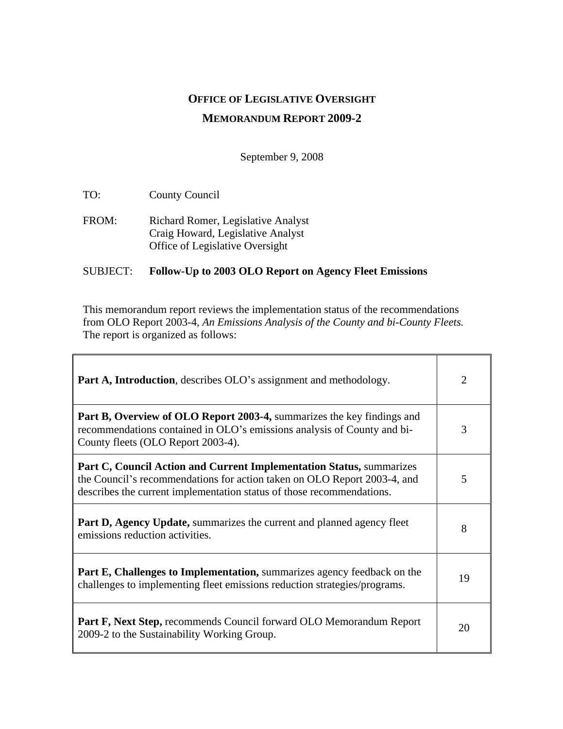# OFFICE OF LEGISLATIVE OVERSIGHT

## MEMORANDUM REPORT 2009-2

September 9, 2008

TO: County Council

FROM: Richard Romer, Legislative Analyst
Craig Howard, Legislative Analyst
Office of Legislative Oversight

SUBJECT: **Follow-Up to 2003 OLO Report on Agency Fleet Emissions**

This memorandum report reviews the implementation status of the recommendations from OLO Report 2003-4, *An Emissions Analysis of the County and bi-County Fleets.* The report is organized as follows:

| | |
|---|---|
| **Part A, Introduction**, describes OLO's assignment and methodology. | 2 |
| **Part B, Overview of OLO Report 2003-4,** summarizes the key findings and recommendations contained in OLO's emissions analysis of County and bi-County fleets (OLO Report 2003-4). | 3 |
| **Part C, Council Action and Current Implementation Status,** summarizes the Council's recommendations for action taken on OLO Report 2003-4, and describes the current implementation status of those recommendations. | 5 |
| **Part D, Agency Update,** summarizes the current and planned agency fleet emissions reduction activities. | 8 |
| **Part E, Challenges to Implementation,** summarizes agency feedback on the challenges to implementing fleet emissions reduction strategies/programs. | 19 |
| **Part F, Next Step,** recommends Council forward OLO Memorandum Report 2009-2 to the Sustainability Working Group. | 20 |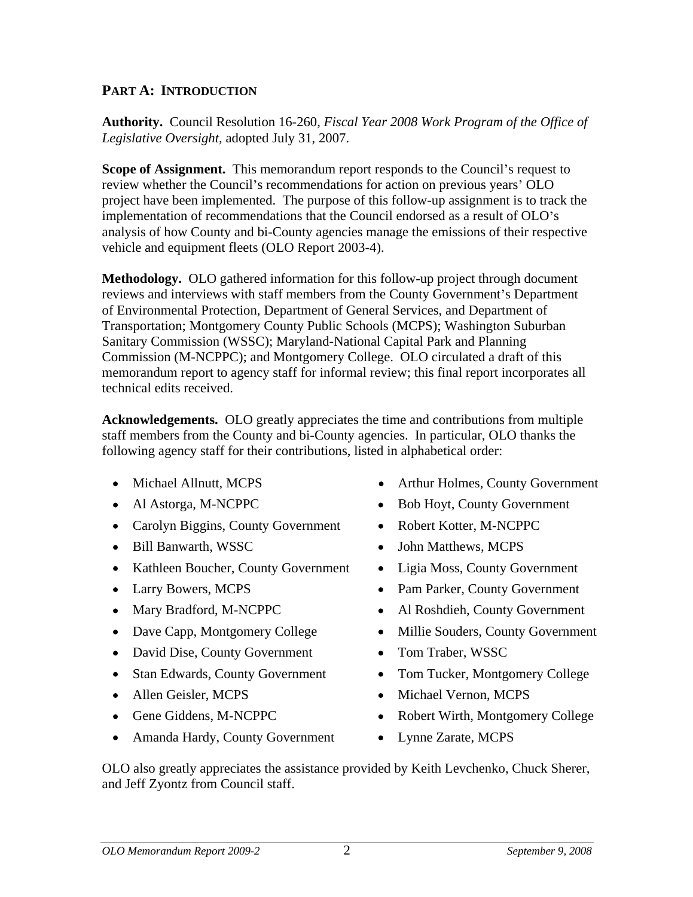## PART A: INTRODUCTION

**Authority.** Council Resolution 16-260, *Fiscal Year 2008 Work Program of the Office of Legislative Oversight,* adopted July 31, 2007.

**Scope of Assignment.** This memorandum report responds to the Council's request to review whether the Council's recommendations for action on previous years' OLO project have been implemented. The purpose of this follow-up assignment is to track the implementation of recommendations that the Council endorsed as a result of OLO's analysis of how County and bi-County agencies manage the emissions of their respective vehicle and equipment fleets (OLO Report 2003-4).

**Methodology.** OLO gathered information for this follow-up project through document reviews and interviews with staff members from the County Government's Department of Environmental Protection, Department of General Services, and Department of Transportation; Montgomery County Public Schools (MCPS); Washington Suburban Sanitary Commission (WSSC); Maryland-National Capital Park and Planning Commission (M-NCPPC); and Montgomery College. OLO circulated a draft of this memorandum report to agency staff for informal review; this final report incorporates all technical edits received.

**Acknowledgements.** OLO greatly appreciates the time and contributions from multiple staff members from the County and bi-County agencies. In particular, OLO thanks the following agency staff for their contributions, listed in alphabetical order:

- Michael Allnutt, MCPS
- Al Astorga, M-NCPPC
- Carolyn Biggins, County Government
- Bill Banwarth, WSSC
- Kathleen Boucher, County Government
- Larry Bowers, MCPS
- Mary Bradford, M-NCPPC
- Dave Capp, Montgomery College
- David Dise, County Government
- Stan Edwards, County Government
- Allen Geisler, MCPS
- Gene Giddens, M-NCPPC
- Amanda Hardy, County Government
- Arthur Holmes, County Government
- Bob Hoyt, County Government
- Robert Kotter, M-NCPPC
- John Matthews, MCPS
- Ligia Moss, County Government
- Pam Parker, County Government
- Al Roshdieh, County Government
- Millie Souders, County Government
- Tom Traber, WSSC
- Tom Tucker, Montgomery College
- Michael Vernon, MCPS
- Robert Wirth, Montgomery College
- Lynne Zarate, MCPS

OLO also greatly appreciates the assistance provided by Keith Levchenko, Chuck Sherer, and Jeff Zyontz from Council staff.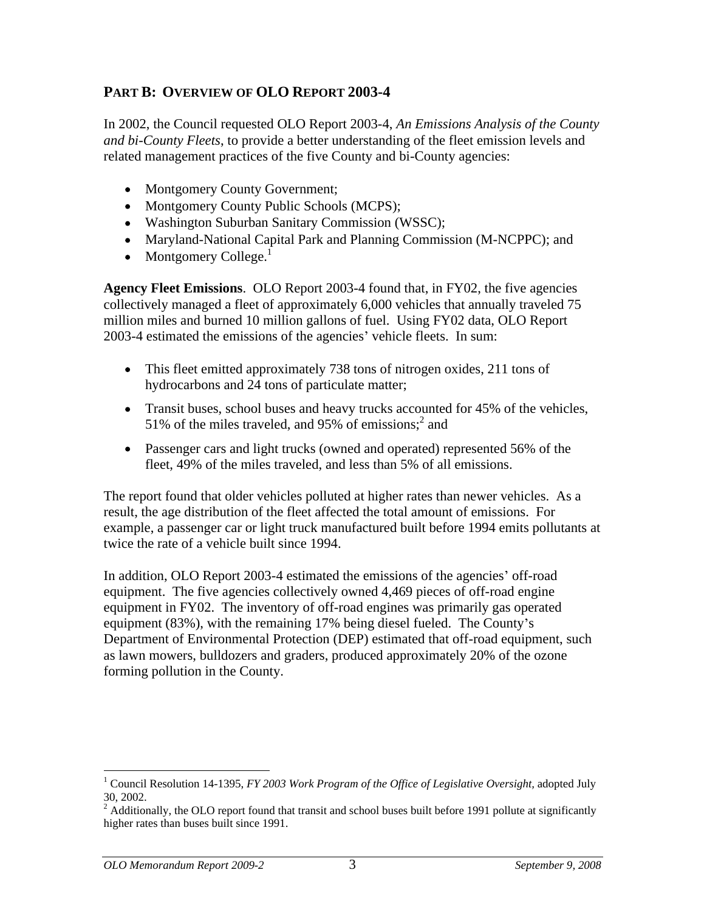## PART B: OVERVIEW OF OLO REPORT 2003-4

In 2002, the Council requested OLO Report 2003-4, *An Emissions Analysis of the County and bi-County Fleets*, to provide a better understanding of the fleet emission levels and related management practices of the five County and bi-County agencies:

- Montgomery County Government;
- Montgomery County Public Schools (MCPS);
- Washington Suburban Sanitary Commission (WSSC);
- Maryland-National Capital Park and Planning Commission (M-NCPPC); and
- Montgomery College.[1]

**Agency Fleet Emissions**. OLO Report 2003-4 found that, in FY02, the five agencies collectively managed a fleet of approximately 6,000 vehicles that annually traveled 75 million miles and burned 10 million gallons of fuel. Using FY02 data, OLO Report 2003-4 estimated the emissions of the agencies' vehicle fleets. In sum:

- This fleet emitted approximately 738 tons of nitrogen oxides, 211 tons of hydrocarbons and 24 tons of particulate matter;
- Transit buses, school buses and heavy trucks accounted for 45% of the vehicles, 51% of the miles traveled, and 95% of emissions;[2] and
- Passenger cars and light trucks (owned and operated) represented 56% of the fleet, 49% of the miles traveled, and less than 5% of all emissions.

The report found that older vehicles polluted at higher rates than newer vehicles. As a result, the age distribution of the fleet affected the total amount of emissions. For example, a passenger car or light truck manufactured built before 1994 emits pollutants at twice the rate of a vehicle built since 1994.

In addition, OLO Report 2003-4 estimated the emissions of the agencies' off-road equipment. The five agencies collectively owned 4,469 pieces of off-road engine equipment in FY02. The inventory of off-road engines was primarily gas operated equipment (83%), with the remaining 17% being diesel fueled. The County's Department of Environmental Protection (DEP) estimated that off-road equipment, such as lawn mowers, bulldozers and graders, produced approximately 20% of the ozone forming pollution in the County.

---

[1] Council Resolution 14-1395, *FY 2003 Work Program of the Office of Legislative Oversight*, adopted July 30, 2002.

[2] Additionally, the OLO report found that transit and school buses built before 1991 pollute at significantly higher rates than buses built since 1991.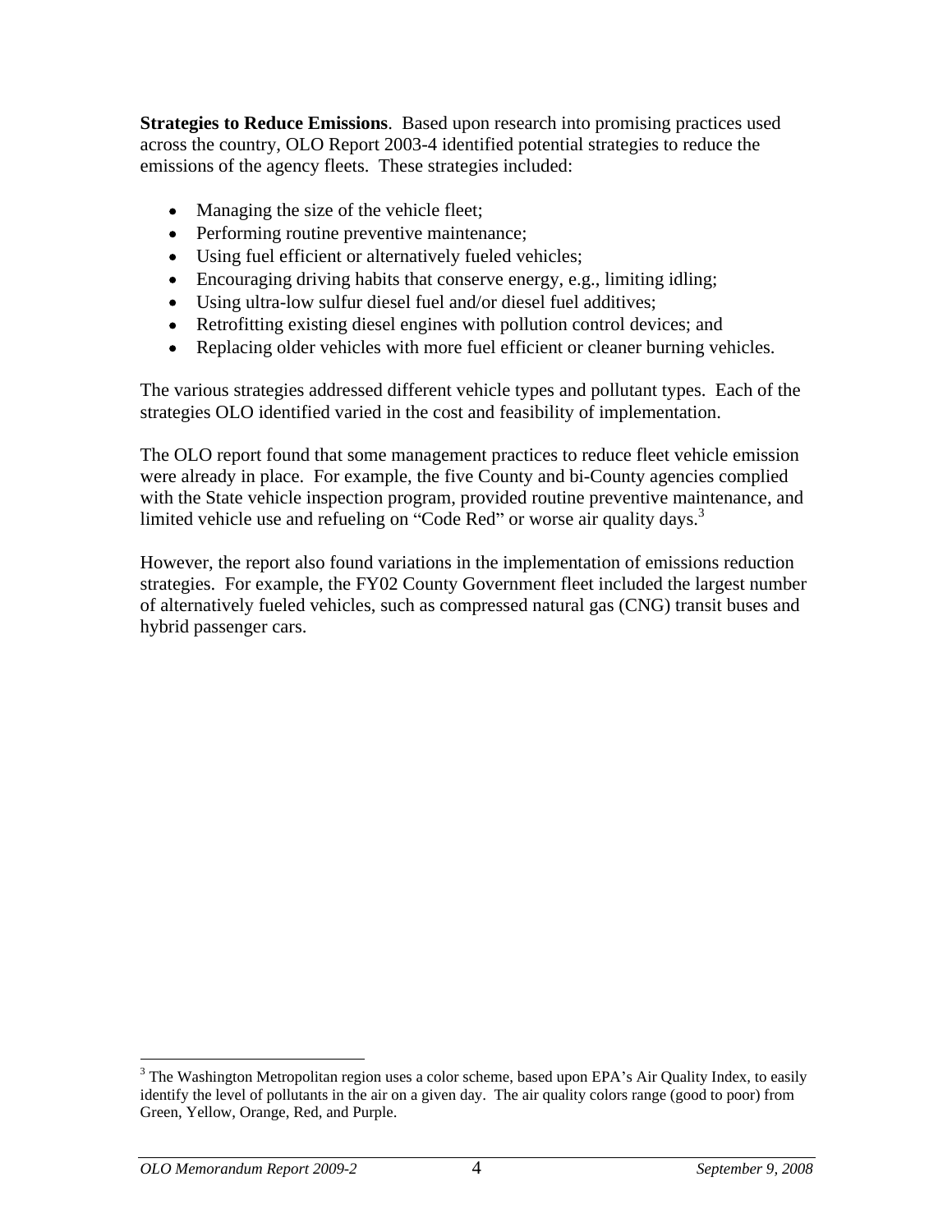**Strategies to Reduce Emissions**. Based upon research into promising practices used across the country, OLO Report 2003-4 identified potential strategies to reduce the emissions of the agency fleets. These strategies included:

- Managing the size of the vehicle fleet;
- Performing routine preventive maintenance;
- Using fuel efficient or alternatively fueled vehicles;
- Encouraging driving habits that conserve energy, e.g., limiting idling;
- Using ultra-low sulfur diesel fuel and/or diesel fuel additives;
- Retrofitting existing diesel engines with pollution control devices; and
- Replacing older vehicles with more fuel efficient or cleaner burning vehicles.

The various strategies addressed different vehicle types and pollutant types. Each of the strategies OLO identified varied in the cost and feasibility of implementation.

The OLO report found that some management practices to reduce fleet vehicle emission were already in place. For example, the five County and bi-County agencies complied with the State vehicle inspection program, provided routine preventive maintenance, and limited vehicle use and refueling on "Code Red" or worse air quality days.[3]

However, the report also found variations in the implementation of emissions reduction strategies. For example, the FY02 County Government fleet included the largest number of alternatively fueled vehicles, such as compressed natural gas (CNG) transit buses and hybrid passenger cars.

---

[3] The Washington Metropolitan region uses a color scheme, based upon EPA's Air Quality Index, to easily identify the level of pollutants in the air on a given day. The air quality colors range (good to poor) from Green, Yellow, Orange, Red, and Purple.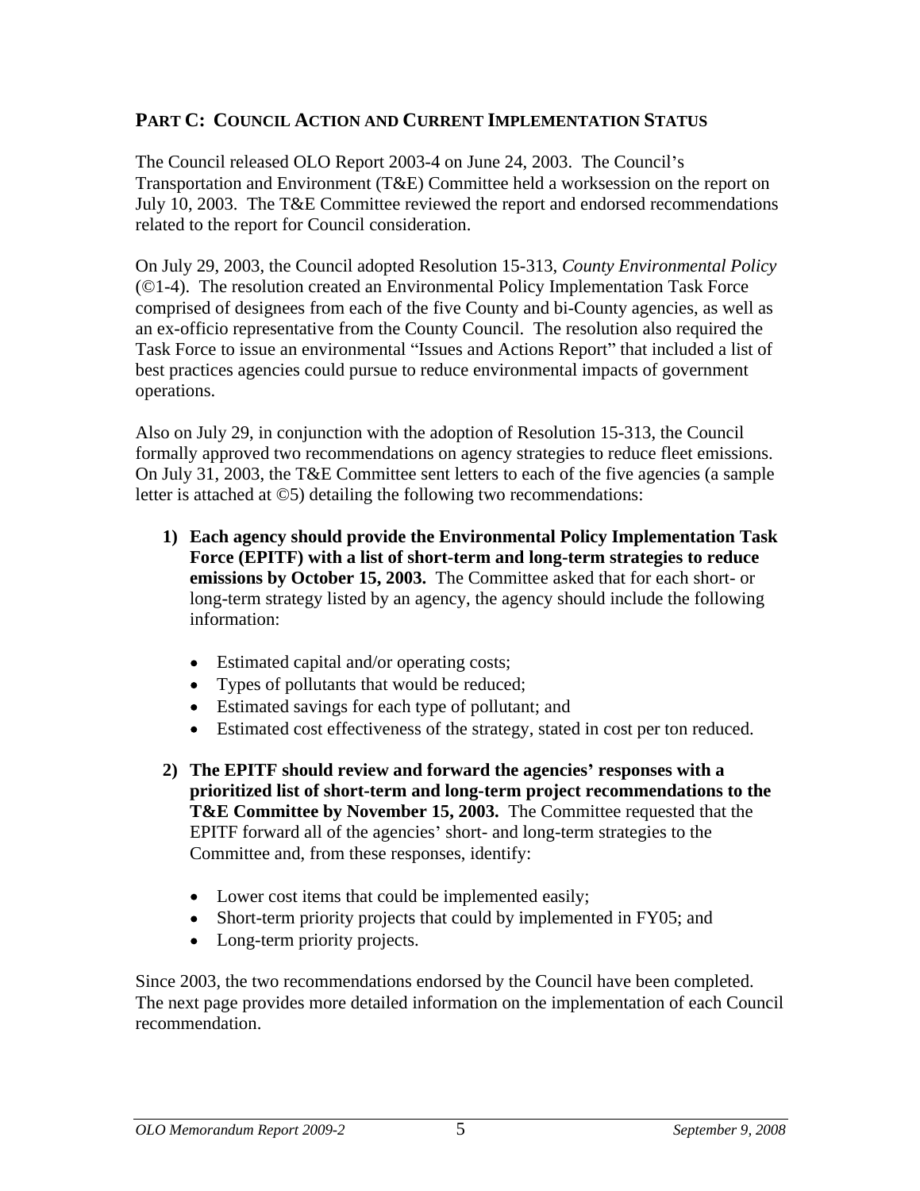## PART C: COUNCIL ACTION AND CURRENT IMPLEMENTATION STATUS

The Council released OLO Report 2003-4 on June 24, 2003. The Council's Transportation and Environment (T&E) Committee held a worksession on the report on July 10, 2003. The T&E Committee reviewed the report and endorsed recommendations related to the report for Council consideration.

On July 29, 2003, the Council adopted Resolution 15-313, *County Environmental Policy* (©1-4). The resolution created an Environmental Policy Implementation Task Force comprised of designees from each of the five County and bi-County agencies, as well as an ex-officio representative from the County Council. The resolution also required the Task Force to issue an environmental "Issues and Actions Report" that included a list of best practices agencies could pursue to reduce environmental impacts of government operations.

Also on July 29, in conjunction with the adoption of Resolution 15-313, the Council formally approved two recommendations on agency strategies to reduce fleet emissions. On July 31, 2003, the T&E Committee sent letters to each of the five agencies (a sample letter is attached at ©5) detailing the following two recommendations:

1) **Each agency should provide the Environmental Policy Implementation Task Force (EPITF) with a list of short-term and long-term strategies to reduce emissions by October 15, 2003.** The Committee asked that for each short- or long-term strategy listed by an agency, the agency should include the following information:

   - Estimated capital and/or operating costs;
   - Types of pollutants that would be reduced;
   - Estimated savings for each type of pollutant; and
   - Estimated cost effectiveness of the strategy, stated in cost per ton reduced.

2) **The EPITF should review and forward the agencies' responses with a prioritized list of short-term and long-term project recommendations to the T&E Committee by November 15, 2003.** The Committee requested that the EPITF forward all of the agencies' short- and long-term strategies to the Committee and, from these responses, identify:

   - Lower cost items that could be implemented easily;
   - Short-term priority projects that could by implemented in FY05; and
   - Long-term priority projects.

Since 2003, the two recommendations endorsed by the Council have been completed. The next page provides more detailed information on the implementation of each Council recommendation.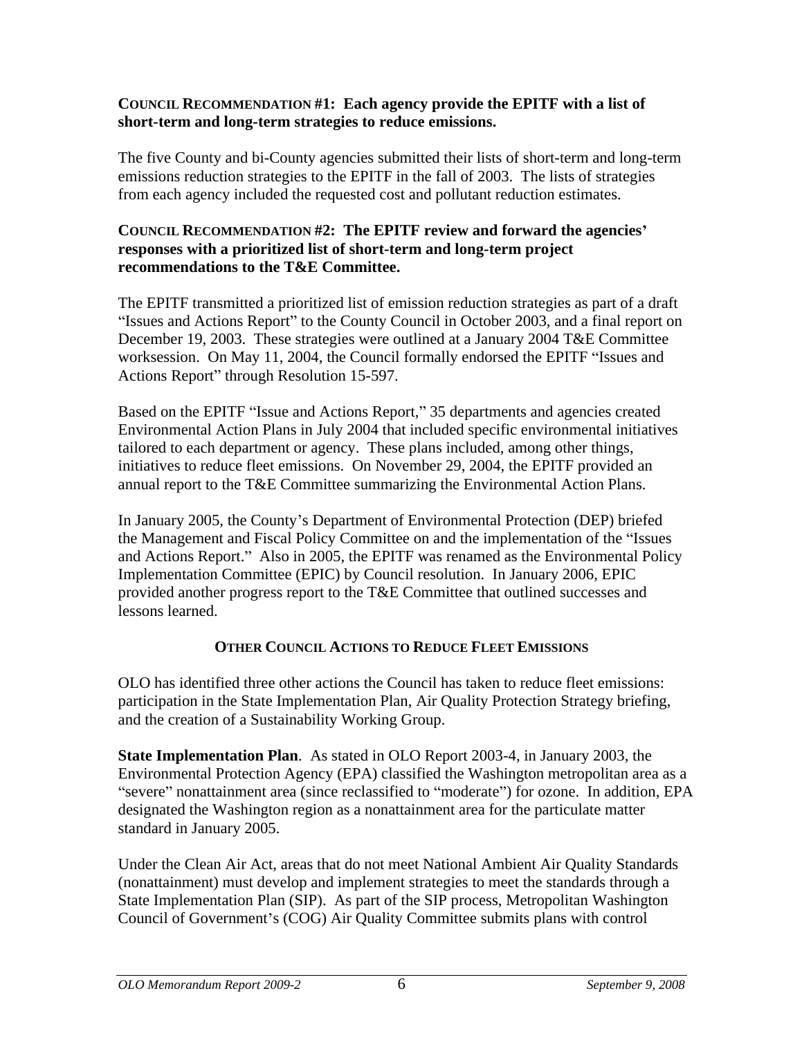**Council Recommendation #1: Each agency provide the EPITF with a list of short-term and long-term strategies to reduce emissions.**

The five County and bi-County agencies submitted their lists of short-term and long-term emissions reduction strategies to the EPITF in the fall of 2003. The lists of strategies from each agency included the requested cost and pollutant reduction estimates.

**Council Recommendation #2: The EPITF review and forward the agencies' responses with a prioritized list of short-term and long-term project recommendations to the T&E Committee.**

The EPITF transmitted a prioritized list of emission reduction strategies as part of a draft "Issues and Actions Report" to the County Council in October 2003, and a final report on December 19, 2003. These strategies were outlined at a January 2004 T&E Committee worksession. On May 11, 2004, the Council formally endorsed the EPITF "Issues and Actions Report" through Resolution 15-597.

Based on the EPITF "Issue and Actions Report," 35 departments and agencies created Environmental Action Plans in July 2004 that included specific environmental initiatives tailored to each department or agency. These plans included, among other things, initiatives to reduce fleet emissions. On November 29, 2004, the EPITF provided an annual report to the T&E Committee summarizing the Environmental Action Plans.

In January 2005, the County's Department of Environmental Protection (DEP) briefed the Management and Fiscal Policy Committee on and the implementation of the "Issues and Actions Report." Also in 2005, the EPITF was renamed as the Environmental Policy Implementation Committee (EPIC) by Council resolution. In January 2006, EPIC provided another progress report to the T&E Committee that outlined successes and lessons learned.

## Other Council Actions to Reduce Fleet Emissions

OLO has identified three other actions the Council has taken to reduce fleet emissions: participation in the State Implementation Plan, Air Quality Protection Strategy briefing, and the creation of a Sustainability Working Group.

**State Implementation Plan**. As stated in OLO Report 2003-4, in January 2003, the Environmental Protection Agency (EPA) classified the Washington metropolitan area as a "severe" nonattainment area (since reclassified to "moderate") for ozone. In addition, EPA designated the Washington region as a nonattainment area for the particulate matter standard in January 2005.

Under the Clean Air Act, areas that do not meet National Ambient Air Quality Standards (nonattainment) must develop and implement strategies to meet the standards through a State Implementation Plan (SIP). As part of the SIP process, Metropolitan Washington Council of Government's (COG) Air Quality Committee submits plans with control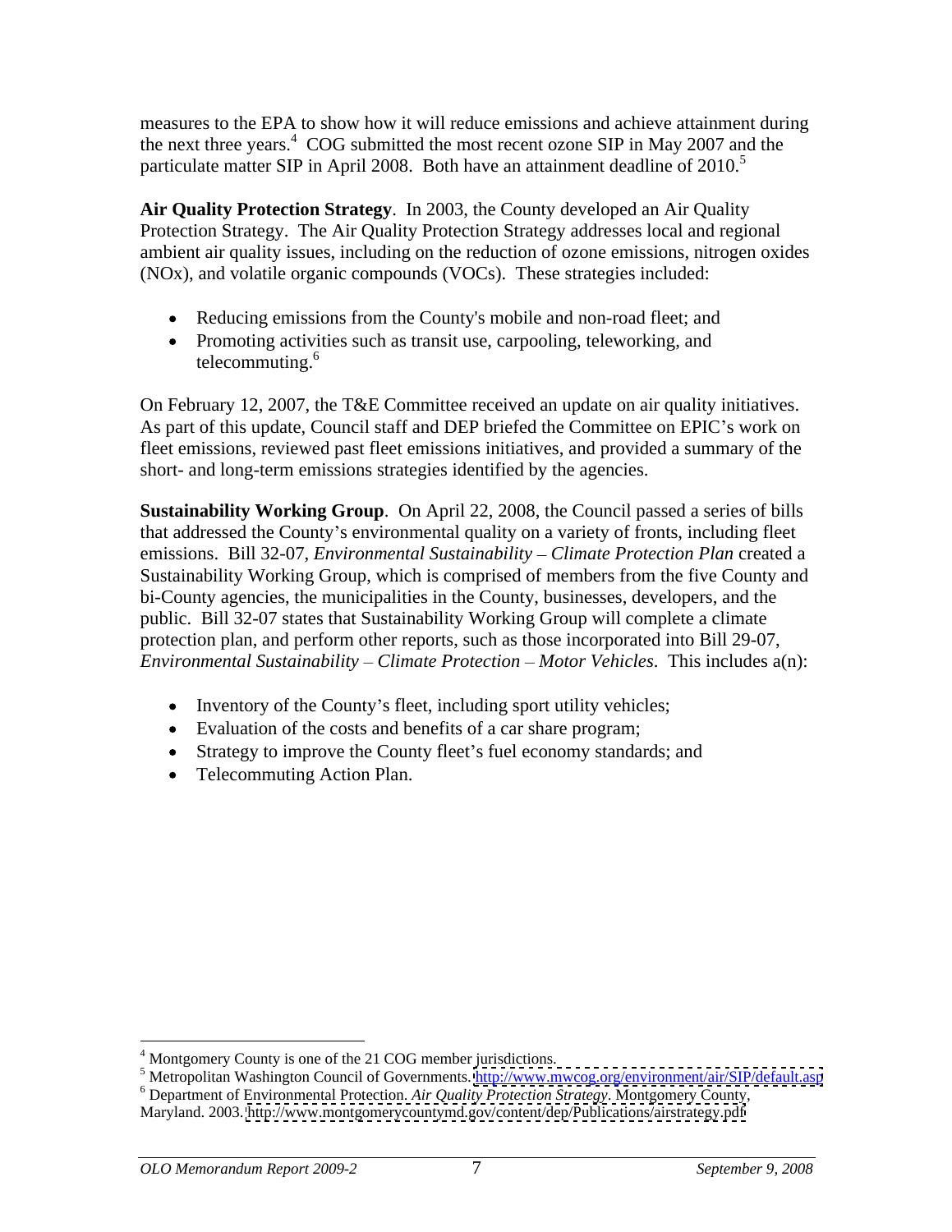measures to the EPA to show how it will reduce emissions and achieve attainment during the next three years.[4] COG submitted the most recent ozone SIP in May 2007 and the particulate matter SIP in April 2008. Both have an attainment deadline of 2010.[5]

**Air Quality Protection Strategy**. In 2003, the County developed an Air Quality Protection Strategy. The Air Quality Protection Strategy addresses local and regional ambient air quality issues, including on the reduction of ozone emissions, nitrogen oxides (NOx), and volatile organic compounds (VOCs). These strategies included:

- Reducing emissions from the County's mobile and non-road fleet; and
- Promoting activities such as transit use, carpooling, teleworking, and telecommuting.[6]

On February 12, 2007, the T&E Committee received an update on air quality initiatives. As part of this update, Council staff and DEP briefed the Committee on EPIC's work on fleet emissions, reviewed past fleet emissions initiatives, and provided a summary of the short- and long-term emissions strategies identified by the agencies.

**Sustainability Working Group**. On April 22, 2008, the Council passed a series of bills that addressed the County's environmental quality on a variety of fronts, including fleet emissions. Bill 32-07, *Environmental Sustainability – Climate Protection Plan* created a Sustainability Working Group, which is comprised of members from the five County and bi-County agencies, the municipalities in the County, businesses, developers, and the public. Bill 32-07 states that Sustainability Working Group will complete a climate protection plan, and perform other reports, such as those incorporated into Bill 29-07, *Environmental Sustainability – Climate Protection – Motor Vehicles*. This includes a(n):

- Inventory of the County's fleet, including sport utility vehicles;
- Evaluation of the costs and benefits of a car share program;
- Strategy to improve the County fleet's fuel economy standards; and
- Telecommuting Action Plan.

---

[4] Montgomery County is one of the 21 COG member jurisdictions.

[5] Metropolitan Washington Council of Governments. http://www.mwcog.org/environment/air/SIP/default.asp

[6] Department of Environmental Protection. *Air Quality Protection Strategy*. Montgomery County, Maryland. 2003. http://www.montgomerycountymd.gov/content/dep/Publications/airstrategy.pdf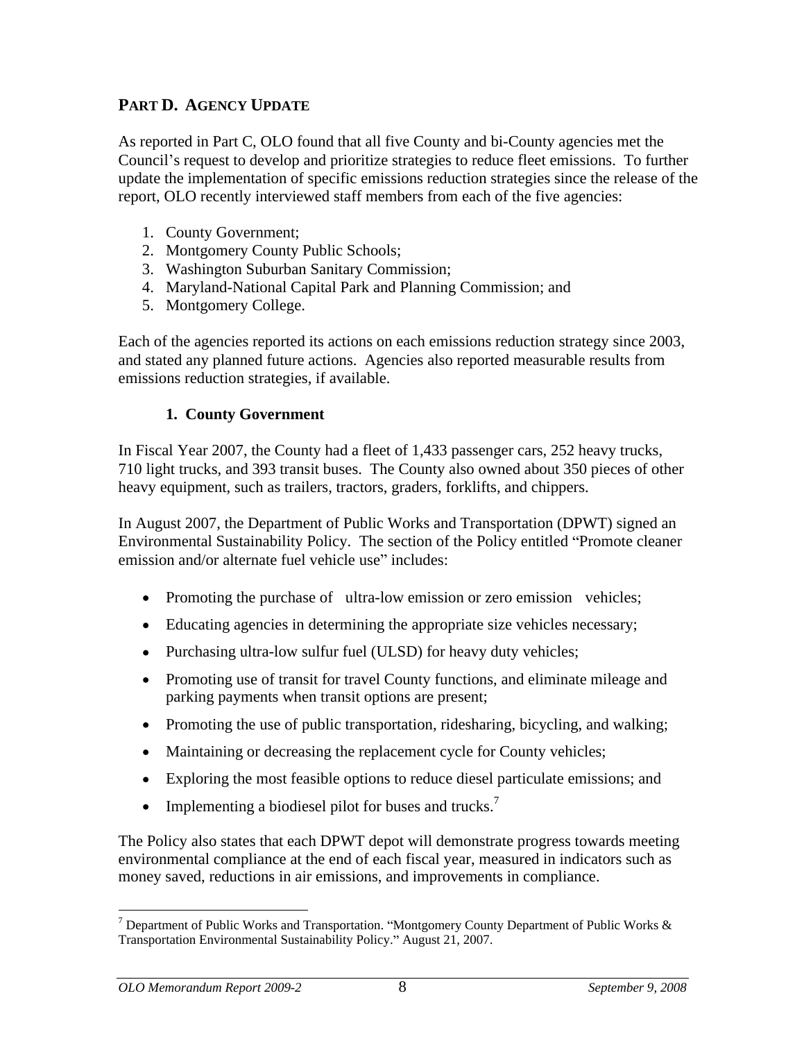## PART D. AGENCY UPDATE

As reported in Part C, OLO found that all five County and bi-County agencies met the Council's request to develop and prioritize strategies to reduce fleet emissions. To further update the implementation of specific emissions reduction strategies since the release of the report, OLO recently interviewed staff members from each of the five agencies:

1. County Government;
2. Montgomery County Public Schools;
3. Washington Suburban Sanitary Commission;
4. Maryland-National Capital Park and Planning Commission; and
5. Montgomery College.

Each of the agencies reported its actions on each emissions reduction strategy since 2003, and stated any planned future actions. Agencies also reported measurable results from emissions reduction strategies, if available.

### 1. County Government

In Fiscal Year 2007, the County had a fleet of 1,433 passenger cars, 252 heavy trucks, 710 light trucks, and 393 transit buses. The County also owned about 350 pieces of other heavy equipment, such as trailers, tractors, graders, forklifts, and chippers.

In August 2007, the Department of Public Works and Transportation (DPWT) signed an Environmental Sustainability Policy. The section of the Policy entitled "Promote cleaner emission and/or alternate fuel vehicle use" includes:

- Promoting the purchase of ultra-low emission or zero emission vehicles;
- Educating agencies in determining the appropriate size vehicles necessary;
- Purchasing ultra-low sulfur fuel (ULSD) for heavy duty vehicles;
- Promoting use of transit for travel County functions, and eliminate mileage and parking payments when transit options are present;
- Promoting the use of public transportation, ridesharing, bicycling, and walking;
- Maintaining or decreasing the replacement cycle for County vehicles;
- Exploring the most feasible options to reduce diesel particulate emissions; and
- Implementing a biodiesel pilot for buses and trucks.[7]

The Policy also states that each DPWT depot will demonstrate progress towards meeting environmental compliance at the end of each fiscal year, measured in indicators such as money saved, reductions in air emissions, and improvements in compliance.

[7] Department of Public Works and Transportation. "Montgomery County Department of Public Works & Transportation Environmental Sustainability Policy." August 21, 2007.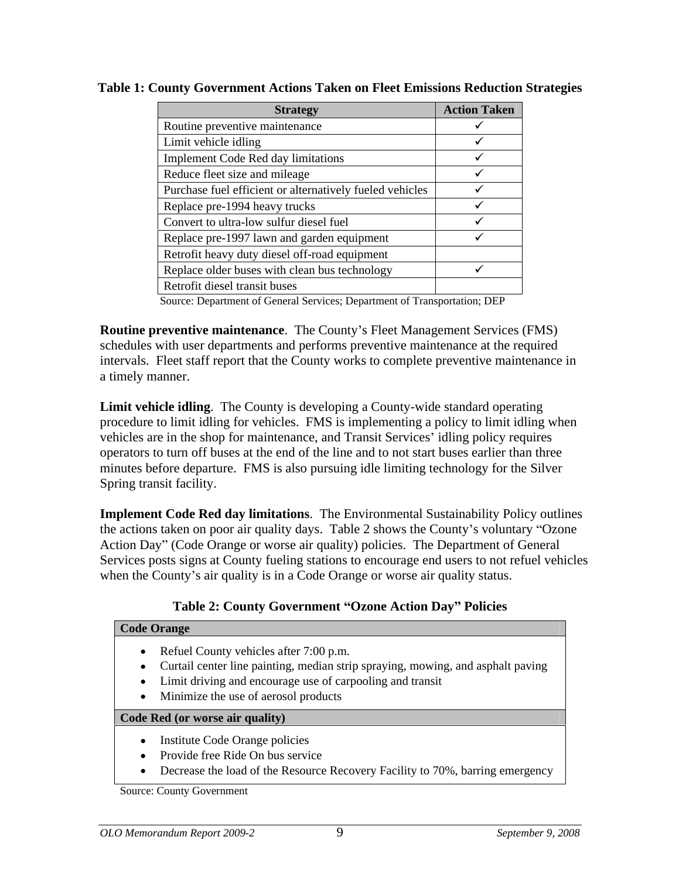**Table 1: County Government Actions Taken on Fleet Emissions Reduction Strategies**

| Strategy | Action Taken |
|---|---|
| Routine preventive maintenance | ✓ |
| Limit vehicle idling | ✓ |
| Implement Code Red day limitations | ✓ |
| Reduce fleet size and mileage | ✓ |
| Purchase fuel efficient or alternatively fueled vehicles | ✓ |
| Replace pre-1994 heavy trucks | ✓ |
| Convert to ultra-low sulfur diesel fuel | ✓ |
| Replace pre-1997 lawn and garden equipment | ✓ |
| Retrofit heavy duty diesel off-road equipment | |
| Replace older buses with clean bus technology | ✓ |
| Retrofit diesel transit buses | |

Source: Department of General Services; Department of Transportation; DEP

**Routine preventive maintenance**. The County's Fleet Management Services (FMS) schedules with user departments and performs preventive maintenance at the required intervals. Fleet staff report that the County works to complete preventive maintenance in a timely manner.

**Limit vehicle idling**. The County is developing a County-wide standard operating procedure to limit idling for vehicles. FMS is implementing a policy to limit idling when vehicles are in the shop for maintenance, and Transit Services' idling policy requires operators to turn off buses at the end of the line and to not start buses earlier than three minutes before departure. FMS is also pursuing idle limiting technology for the Silver Spring transit facility.

**Implement Code Red day limitations**. The Environmental Sustainability Policy outlines the actions taken on poor air quality days. Table 2 shows the County's voluntary "Ozone Action Day" (Code Orange or worse air quality) policies. The Department of General Services posts signs at County fueling stations to encourage end users to not refuel vehicles when the County's air quality is in a Code Orange or worse air quality status.

**Table 2: County Government "Ozone Action Day" Policies**

| **Code Orange** |
|---|
| • Refuel County vehicles after 7:00 p.m.<br>• Curtail center line painting, median strip spraying, mowing, and asphalt paving<br>• Limit driving and encourage use of carpooling and transit<br>• Minimize the use of aerosol products |
| **Code Red (or worse air quality)** |
| • Institute Code Orange policies<br>• Provide free Ride On bus service<br>• Decrease the load of the Resource Recovery Facility to 70%, barring emergency |

Source: County Government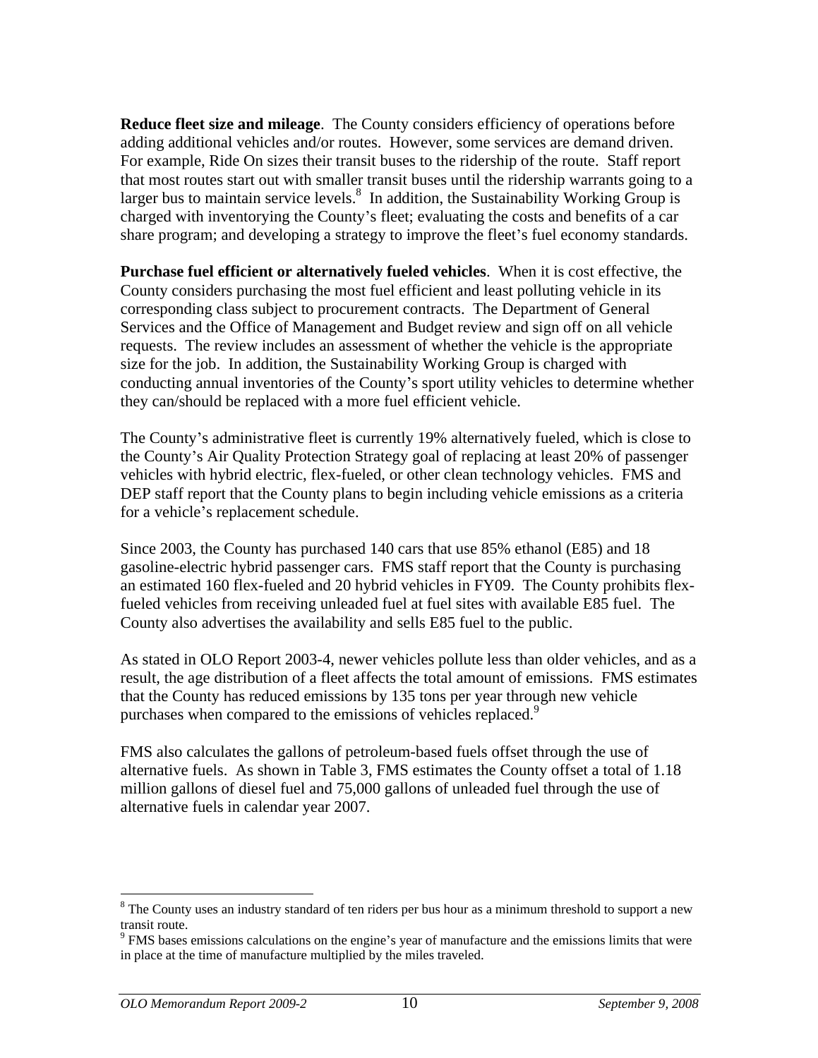**Reduce fleet size and mileage**. The County considers efficiency of operations before adding additional vehicles and/or routes. However, some services are demand driven. For example, Ride On sizes their transit buses to the ridership of the route. Staff report that most routes start out with smaller transit buses until the ridership warrants going to a larger bus to maintain service levels.[8] In addition, the Sustainability Working Group is charged with inventorying the County's fleet; evaluating the costs and benefits of a car share program; and developing a strategy to improve the fleet's fuel economy standards.

**Purchase fuel efficient or alternatively fueled vehicles**. When it is cost effective, the County considers purchasing the most fuel efficient and least polluting vehicle in its corresponding class subject to procurement contracts. The Department of General Services and the Office of Management and Budget review and sign off on all vehicle requests. The review includes an assessment of whether the vehicle is the appropriate size for the job. In addition, the Sustainability Working Group is charged with conducting annual inventories of the County's sport utility vehicles to determine whether they can/should be replaced with a more fuel efficient vehicle.

The County's administrative fleet is currently 19% alternatively fueled, which is close to the County's Air Quality Protection Strategy goal of replacing at least 20% of passenger vehicles with hybrid electric, flex-fueled, or other clean technology vehicles. FMS and DEP staff report that the County plans to begin including vehicle emissions as a criteria for a vehicle's replacement schedule.

Since 2003, the County has purchased 140 cars that use 85% ethanol (E85) and 18 gasoline-electric hybrid passenger cars. FMS staff report that the County is purchasing an estimated 160 flex-fueled and 20 hybrid vehicles in FY09. The County prohibits flex-fueled vehicles from receiving unleaded fuel at fuel sites with available E85 fuel. The County also advertises the availability and sells E85 fuel to the public.

As stated in OLO Report 2003-4, newer vehicles pollute less than older vehicles, and as a result, the age distribution of a fleet affects the total amount of emissions. FMS estimates that the County has reduced emissions by 135 tons per year through new vehicle purchases when compared to the emissions of vehicles replaced.[9]

FMS also calculates the gallons of petroleum-based fuels offset through the use of alternative fuels. As shown in Table 3, FMS estimates the County offset a total of 1.18 million gallons of diesel fuel and 75,000 gallons of unleaded fuel through the use of alternative fuels in calendar year 2007.

---

[8] The County uses an industry standard of ten riders per bus hour as a minimum threshold to support a new transit route.

[9] FMS bases emissions calculations on the engine's year of manufacture and the emissions limits that were in place at the time of manufacture multiplied by the miles traveled.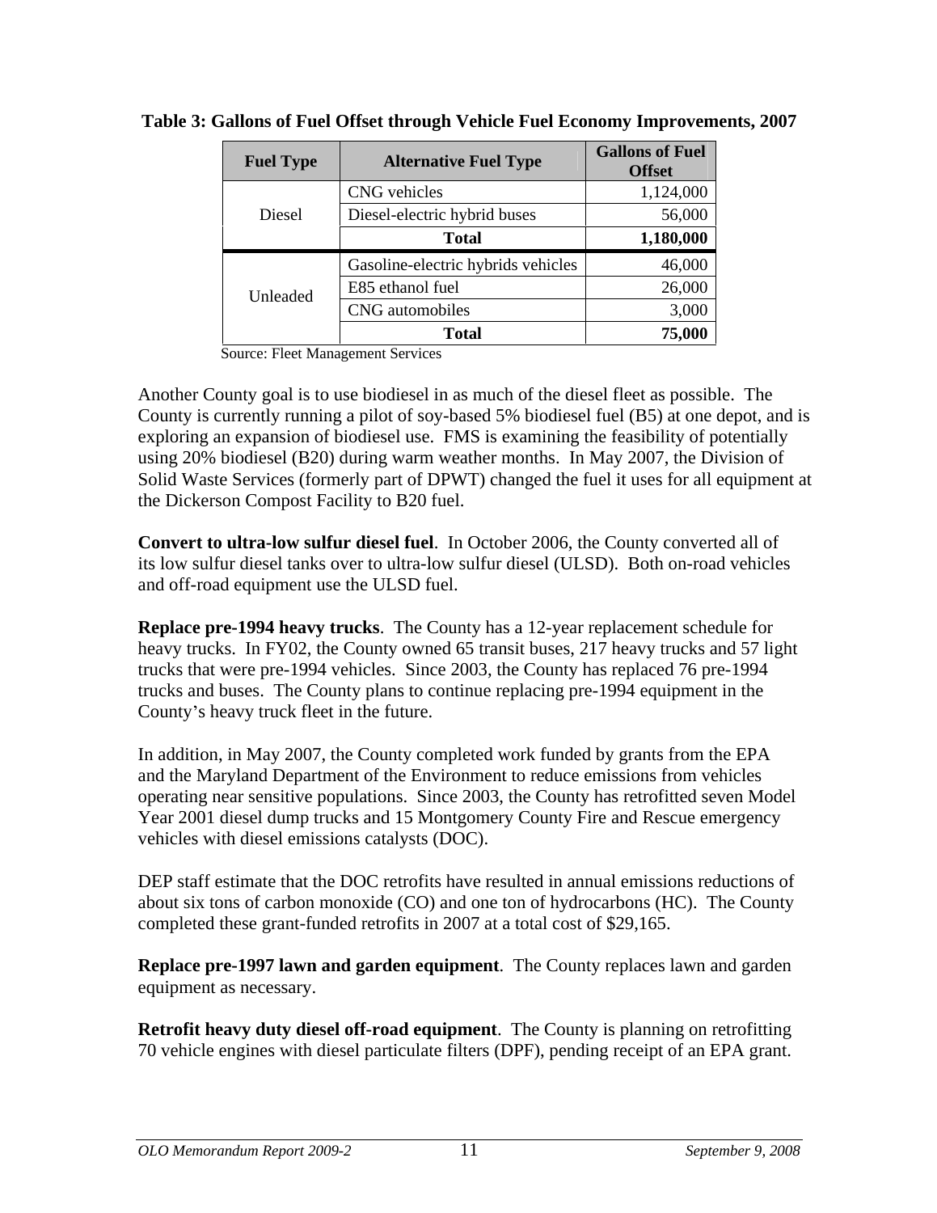**Table 3: Gallons of Fuel Offset through Vehicle Fuel Economy Improvements, 2007**

| Fuel Type | Alternative Fuel Type | Gallons of Fuel Offset |
|---|---|---|
| Diesel | CNG vehicles | 1,124,000 |
| | Diesel-electric hybrid buses | 56,000 |
| | **Total** | **1,180,000** |
| Unleaded | Gasoline-electric hybrids vehicles | 46,000 |
| | E85 ethanol fuel | 26,000 |
| | CNG automobiles | 3,000 |
| | **Total** | **75,000** |

Source: Fleet Management Services

Another County goal is to use biodiesel in as much of the diesel fleet as possible. The County is currently running a pilot of soy-based 5% biodiesel fuel (B5) at one depot, and is exploring an expansion of biodiesel use. FMS is examining the feasibility of potentially using 20% biodiesel (B20) during warm weather months. In May 2007, the Division of Solid Waste Services (formerly part of DPWT) changed the fuel it uses for all equipment at the Dickerson Compost Facility to B20 fuel.

**Convert to ultra-low sulfur diesel fuel**. In October 2006, the County converted all of its low sulfur diesel tanks over to ultra-low sulfur diesel (ULSD). Both on-road vehicles and off-road equipment use the ULSD fuel.

**Replace pre-1994 heavy trucks**. The County has a 12-year replacement schedule for heavy trucks. In FY02, the County owned 65 transit buses, 217 heavy trucks and 57 light trucks that were pre-1994 vehicles. Since 2003, the County has replaced 76 pre-1994 trucks and buses. The County plans to continue replacing pre-1994 equipment in the County's heavy truck fleet in the future.

In addition, in May 2007, the County completed work funded by grants from the EPA and the Maryland Department of the Environment to reduce emissions from vehicles operating near sensitive populations. Since 2003, the County has retrofitted seven Model Year 2001 diesel dump trucks and 15 Montgomery County Fire and Rescue emergency vehicles with diesel emissions catalysts (DOC).

DEP staff estimate that the DOC retrofits have resulted in annual emissions reductions of about six tons of carbon monoxide (CO) and one ton of hydrocarbons (HC). The County completed these grant-funded retrofits in 2007 at a total cost of $29,165.

**Replace pre-1997 lawn and garden equipment**. The County replaces lawn and garden equipment as necessary.

**Retrofit heavy duty diesel off-road equipment**. The County is planning on retrofitting 70 vehicle engines with diesel particulate filters (DPF), pending receipt of an EPA grant.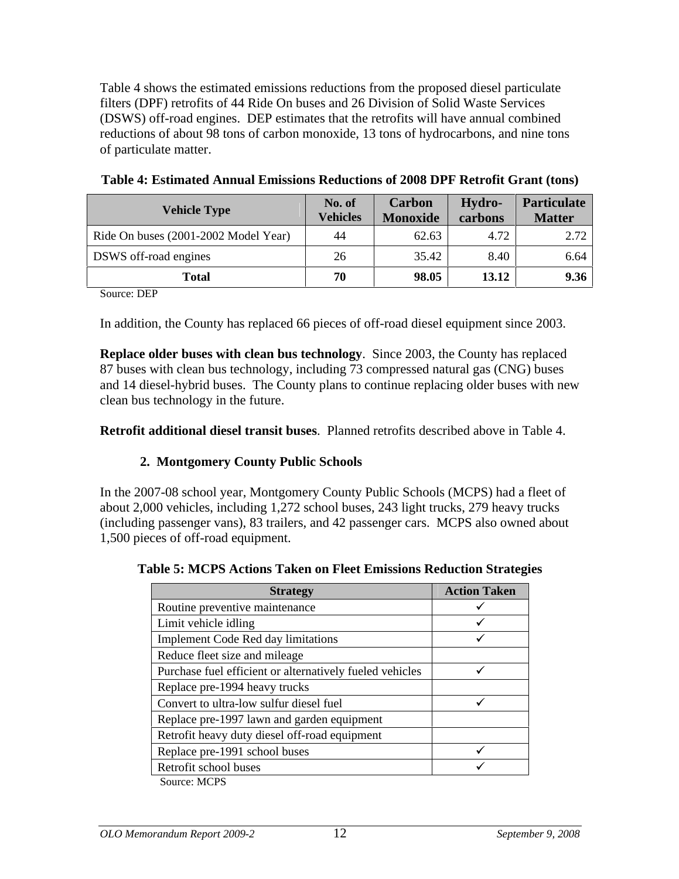Table 4 shows the estimated emissions reductions from the proposed diesel particulate filters (DPF) retrofits of 44 Ride On buses and 26 Division of Solid Waste Services (DSWS) off-road engines. DEP estimates that the retrofits will have annual combined reductions of about 98 tons of carbon monoxide, 13 tons of hydrocarbons, and nine tons of particulate matter.

**Table 4: Estimated Annual Emissions Reductions of 2008 DPF Retrofit Grant (tons)**

| Vehicle Type | No. of Vehicles | Carbon Monoxide | Hydro-carbons | Particulate Matter |
|---|---|---|---|---|
| Ride On buses (2001-2002 Model Year) | 44 | 62.63 | 4.72 | 2.72 |
| DSWS off-road engines | 26 | 35.42 | 8.40 | 6.64 |
| **Total** | **70** | **98.05** | **13.12** | **9.36** |

Source: DEP

In addition, the County has replaced 66 pieces of off-road diesel equipment since 2003.

**Replace older buses with clean bus technology**. Since 2003, the County has replaced 87 buses with clean bus technology, including 73 compressed natural gas (CNG) buses and 14 diesel-hybrid buses. The County plans to continue replacing older buses with new clean bus technology in the future.

**Retrofit additional diesel transit buses**. Planned retrofits described above in Table 4.

### 2. Montgomery County Public Schools

In the 2007-08 school year, Montgomery County Public Schools (MCPS) had a fleet of about 2,000 vehicles, including 1,272 school buses, 243 light trucks, 279 heavy trucks (including passenger vans), 83 trailers, and 42 passenger cars. MCPS also owned about 1,500 pieces of off-road equipment.

**Table 5: MCPS Actions Taken on Fleet Emissions Reduction Strategies**

| Strategy | Action Taken |
|---|---|
| Routine preventive maintenance | ✓ |
| Limit vehicle idling | ✓ |
| Implement Code Red day limitations | ✓ |
| Reduce fleet size and mileage | |
| Purchase fuel efficient or alternatively fueled vehicles | ✓ |
| Replace pre-1994 heavy trucks | |
| Convert to ultra-low sulfur diesel fuel | ✓ |
| Replace pre-1997 lawn and garden equipment | |
| Retrofit heavy duty diesel off-road equipment | |
| Replace pre-1991 school buses | ✓ |
| Retrofit school buses | ✓ |

Source: MCPS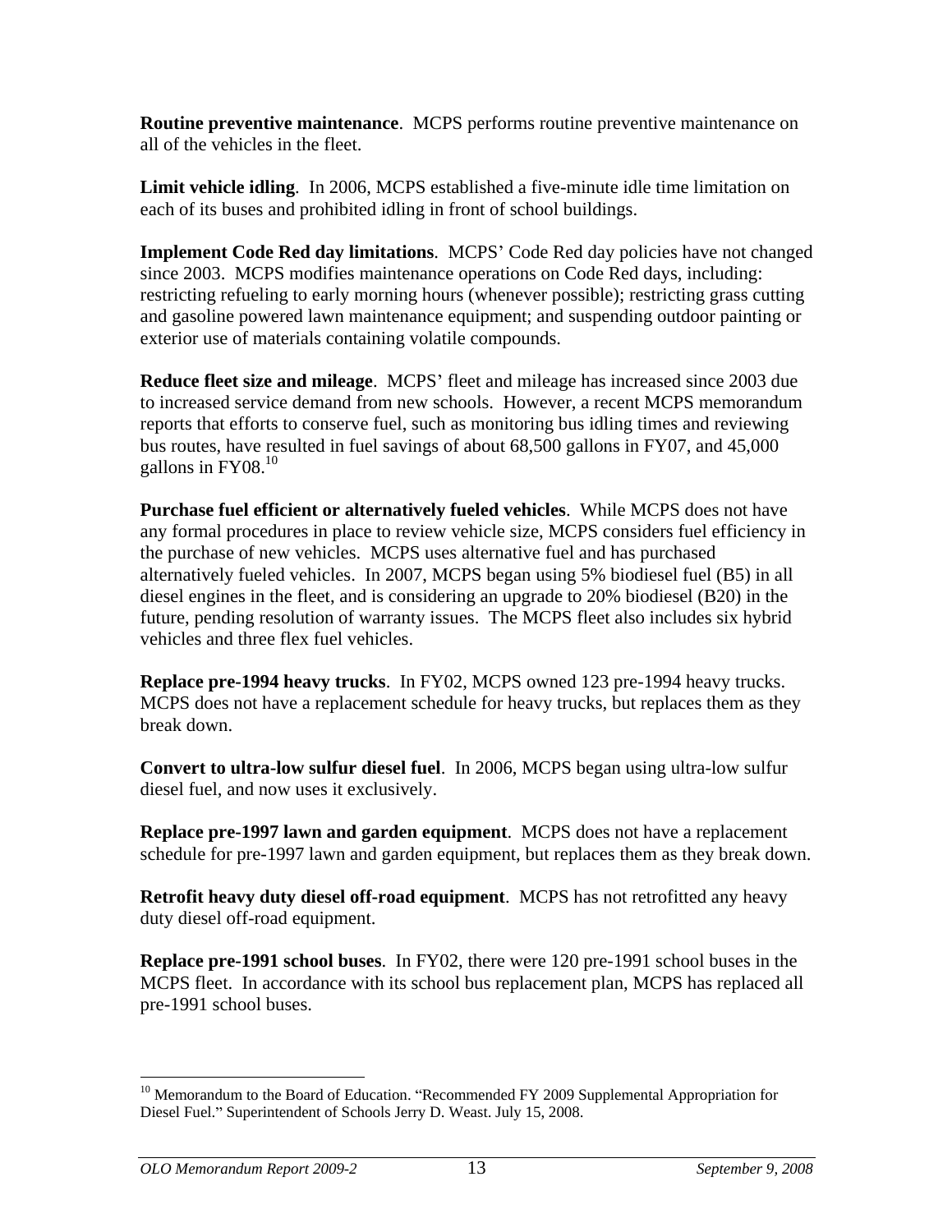**Routine preventive maintenance**. MCPS performs routine preventive maintenance on all of the vehicles in the fleet.

**Limit vehicle idling**. In 2006, MCPS established a five-minute idle time limitation on each of its buses and prohibited idling in front of school buildings.

**Implement Code Red day limitations**. MCPS' Code Red day policies have not changed since 2003. MCPS modifies maintenance operations on Code Red days, including: restricting refueling to early morning hours (whenever possible); restricting grass cutting and gasoline powered lawn maintenance equipment; and suspending outdoor painting or exterior use of materials containing volatile compounds.

**Reduce fleet size and mileage**. MCPS' fleet and mileage has increased since 2003 due to increased service demand from new schools. However, a recent MCPS memorandum reports that efforts to conserve fuel, such as monitoring bus idling times and reviewing bus routes, have resulted in fuel savings of about 68,500 gallons in FY07, and 45,000 gallons in FY08.[10]

**Purchase fuel efficient or alternatively fueled vehicles**. While MCPS does not have any formal procedures in place to review vehicle size, MCPS considers fuel efficiency in the purchase of new vehicles. MCPS uses alternative fuel and has purchased alternatively fueled vehicles. In 2007, MCPS began using 5% biodiesel fuel (B5) in all diesel engines in the fleet, and is considering an upgrade to 20% biodiesel (B20) in the future, pending resolution of warranty issues. The MCPS fleet also includes six hybrid vehicles and three flex fuel vehicles.

**Replace pre-1994 heavy trucks**. In FY02, MCPS owned 123 pre-1994 heavy trucks. MCPS does not have a replacement schedule for heavy trucks, but replaces them as they break down.

**Convert to ultra-low sulfur diesel fuel**. In 2006, MCPS began using ultra-low sulfur diesel fuel, and now uses it exclusively.

**Replace pre-1997 lawn and garden equipment**. MCPS does not have a replacement schedule for pre-1997 lawn and garden equipment, but replaces them as they break down.

**Retrofit heavy duty diesel off-road equipment**. MCPS has not retrofitted any heavy duty diesel off-road equipment.

**Replace pre-1991 school buses**. In FY02, there were 120 pre-1991 school buses in the MCPS fleet. In accordance with its school bus replacement plan, MCPS has replaced all pre-1991 school buses.

---

[10] Memorandum to the Board of Education. "Recommended FY 2009 Supplemental Appropriation for Diesel Fuel." Superintendent of Schools Jerry D. Weast. July 15, 2008.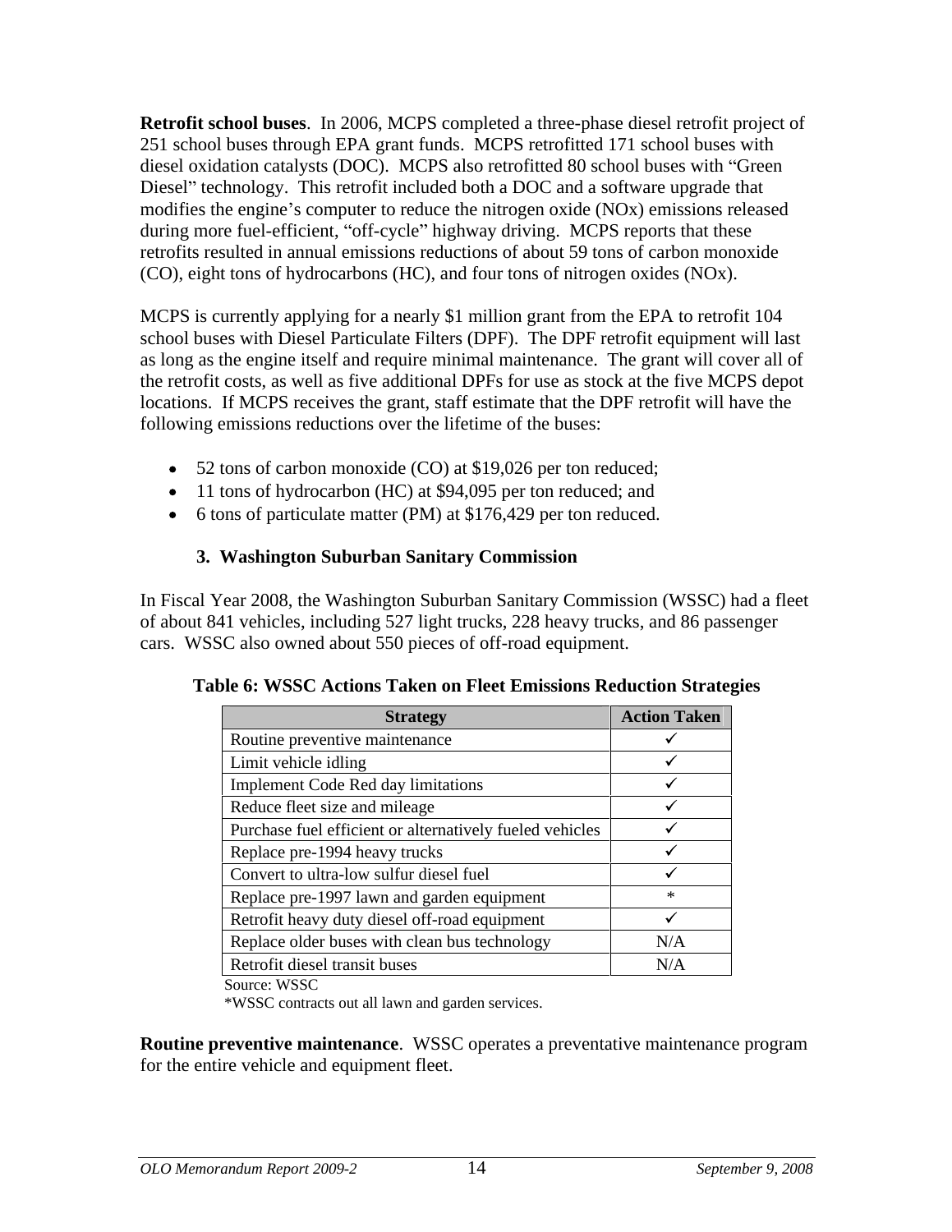**Retrofit school buses**. In 2006, MCPS completed a three-phase diesel retrofit project of 251 school buses through EPA grant funds. MCPS retrofitted 171 school buses with diesel oxidation catalysts (DOC). MCPS also retrofitted 80 school buses with "Green Diesel" technology. This retrofit included both a DOC and a software upgrade that modifies the engine's computer to reduce the nitrogen oxide (NOx) emissions released during more fuel-efficient, "off-cycle" highway driving. MCPS reports that these retrofits resulted in annual emissions reductions of about 59 tons of carbon monoxide (CO), eight tons of hydrocarbons (HC), and four tons of nitrogen oxides (NOx).

MCPS is currently applying for a nearly $1 million grant from the EPA to retrofit 104 school buses with Diesel Particulate Filters (DPF). The DPF retrofit equipment will last as long as the engine itself and require minimal maintenance. The grant will cover all of the retrofit costs, as well as five additional DPFs for use as stock at the five MCPS depot locations. If MCPS receives the grant, staff estimate that the DPF retrofit will have the following emissions reductions over the lifetime of the buses:

- 52 tons of carbon monoxide (CO) at $19,026 per ton reduced;
- 11 tons of hydrocarbon (HC) at $94,095 per ton reduced; and
- 6 tons of particulate matter (PM) at $176,429 per ton reduced.

### 3. Washington Suburban Sanitary Commission

In Fiscal Year 2008, the Washington Suburban Sanitary Commission (WSSC) had a fleet of about 841 vehicles, including 527 light trucks, 228 heavy trucks, and 86 passenger cars. WSSC also owned about 550 pieces of off-road equipment.

**Table 6: WSSC Actions Taken on Fleet Emissions Reduction Strategies**

| Strategy | Action Taken |
|---|---|
| Routine preventive maintenance | ✓ |
| Limit vehicle idling | ✓ |
| Implement Code Red day limitations | ✓ |
| Reduce fleet size and mileage | ✓ |
| Purchase fuel efficient or alternatively fueled vehicles | ✓ |
| Replace pre-1994 heavy trucks | ✓ |
| Convert to ultra-low sulfur diesel fuel | ✓ |
| Replace pre-1997 lawn and garden equipment | * |
| Retrofit heavy duty diesel off-road equipment | ✓ |
| Replace older buses with clean bus technology | N/A |
| Retrofit diesel transit buses | N/A |

Source: WSSC

*WSSC contracts out all lawn and garden services.

**Routine preventive maintenance**. WSSC operates a preventative maintenance program for the entire vehicle and equipment fleet.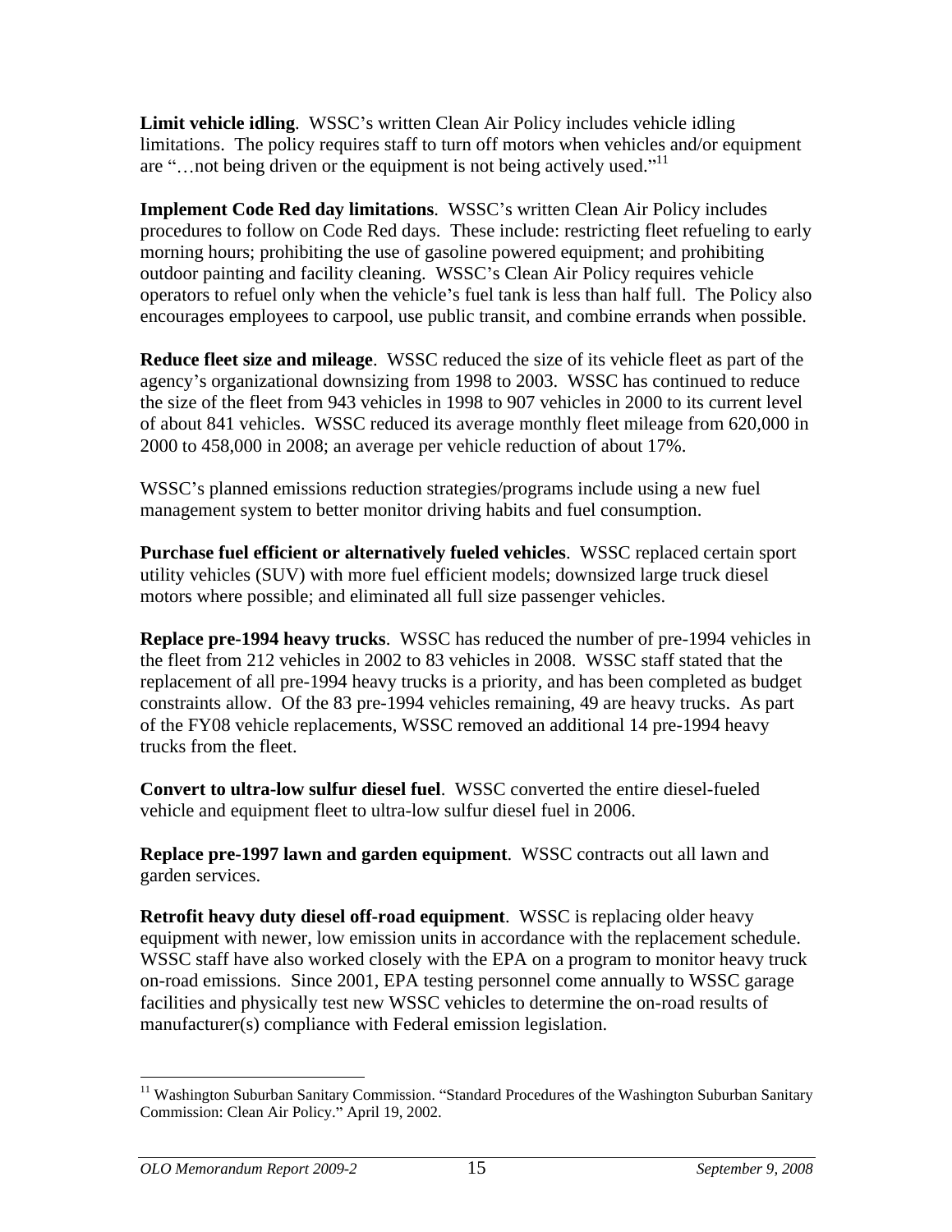**Limit vehicle idling**. WSSC's written Clean Air Policy includes vehicle idling limitations. The policy requires staff to turn off motors when vehicles and/or equipment are "…not being driven or the equipment is not being actively used."[11]

**Implement Code Red day limitations**. WSSC's written Clean Air Policy includes procedures to follow on Code Red days. These include: restricting fleet refueling to early morning hours; prohibiting the use of gasoline powered equipment; and prohibiting outdoor painting and facility cleaning. WSSC's Clean Air Policy requires vehicle operators to refuel only when the vehicle's fuel tank is less than half full. The Policy also encourages employees to carpool, use public transit, and combine errands when possible.

**Reduce fleet size and mileage**. WSSC reduced the size of its vehicle fleet as part of the agency's organizational downsizing from 1998 to 2003. WSSC has continued to reduce the size of the fleet from 943 vehicles in 1998 to 907 vehicles in 2000 to its current level of about 841 vehicles. WSSC reduced its average monthly fleet mileage from 620,000 in 2000 to 458,000 in 2008; an average per vehicle reduction of about 17%.

WSSC's planned emissions reduction strategies/programs include using a new fuel management system to better monitor driving habits and fuel consumption.

**Purchase fuel efficient or alternatively fueled vehicles**. WSSC replaced certain sport utility vehicles (SUV) with more fuel efficient models; downsized large truck diesel motors where possible; and eliminated all full size passenger vehicles.

**Replace pre-1994 heavy trucks**. WSSC has reduced the number of pre-1994 vehicles in the fleet from 212 vehicles in 2002 to 83 vehicles in 2008. WSSC staff stated that the replacement of all pre-1994 heavy trucks is a priority, and has been completed as budget constraints allow. Of the 83 pre-1994 vehicles remaining, 49 are heavy trucks. As part of the FY08 vehicle replacements, WSSC removed an additional 14 pre-1994 heavy trucks from the fleet.

**Convert to ultra-low sulfur diesel fuel**. WSSC converted the entire diesel-fueled vehicle and equipment fleet to ultra-low sulfur diesel fuel in 2006.

**Replace pre-1997 lawn and garden equipment**. WSSC contracts out all lawn and garden services.

**Retrofit heavy duty diesel off-road equipment**. WSSC is replacing older heavy equipment with newer, low emission units in accordance with the replacement schedule. WSSC staff have also worked closely with the EPA on a program to monitor heavy truck on-road emissions. Since 2001, EPA testing personnel come annually to WSSC garage facilities and physically test new WSSC vehicles to determine the on-road results of manufacturer(s) compliance with Federal emission legislation.

---

[11] Washington Suburban Sanitary Commission. "Standard Procedures of the Washington Suburban Sanitary Commission: Clean Air Policy." April 19, 2002.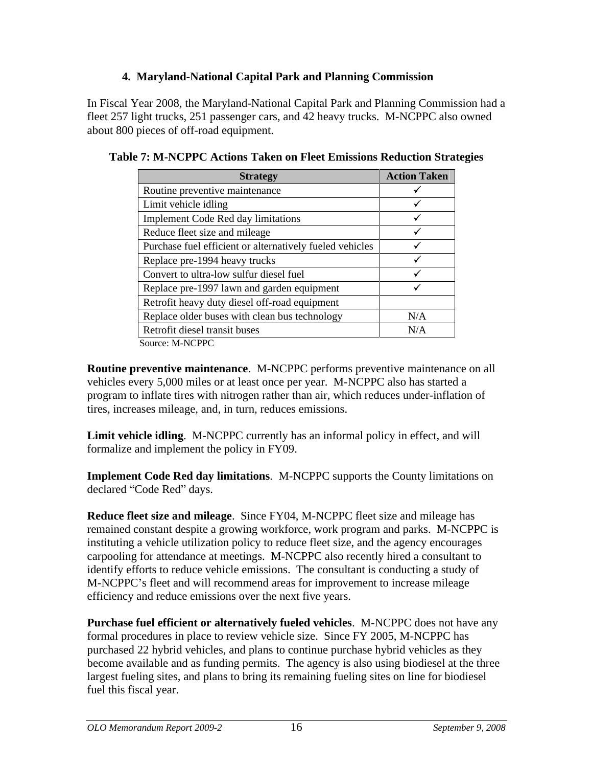#### 4. Maryland-National Capital Park and Planning Commission

In Fiscal Year 2008, the Maryland-National Capital Park and Planning Commission had a fleet 257 light trucks, 251 passenger cars, and 42 heavy trucks. M-NCPPC also owned about 800 pieces of off-road equipment.

**Table 7: M-NCPPC Actions Taken on Fleet Emissions Reduction Strategies**

| Strategy | Action Taken |
|---|---|
| Routine preventive maintenance | ✓ |
| Limit vehicle idling | ✓ |
| Implement Code Red day limitations | ✓ |
| Reduce fleet size and mileage | ✓ |
| Purchase fuel efficient or alternatively fueled vehicles | ✓ |
| Replace pre-1994 heavy trucks | ✓ |
| Convert to ultra-low sulfur diesel fuel | ✓ |
| Replace pre-1997 lawn and garden equipment | ✓ |
| Retrofit heavy duty diesel off-road equipment | |
| Replace older buses with clean bus technology | N/A |
| Retrofit diesel transit buses | N/A |

Source: M-NCPPC

**Routine preventive maintenance**. M-NCPPC performs preventive maintenance on all vehicles every 5,000 miles or at least once per year. M-NCPPC also has started a program to inflate tires with nitrogen rather than air, which reduces under-inflation of tires, increases mileage, and, in turn, reduces emissions.

**Limit vehicle idling**. M-NCPPC currently has an informal policy in effect, and will formalize and implement the policy in FY09.

**Implement Code Red day limitations**. M-NCPPC supports the County limitations on declared "Code Red" days.

**Reduce fleet size and mileage**. Since FY04, M-NCPPC fleet size and mileage has remained constant despite a growing workforce, work program and parks. M-NCPPC is instituting a vehicle utilization policy to reduce fleet size, and the agency encourages carpooling for attendance at meetings. M-NCPPC also recently hired a consultant to identify efforts to reduce vehicle emissions. The consultant is conducting a study of M-NCPPC's fleet and will recommend areas for improvement to increase mileage efficiency and reduce emissions over the next five years.

**Purchase fuel efficient or alternatively fueled vehicles**. M-NCPPC does not have any formal procedures in place to review vehicle size. Since FY 2005, M-NCPPC has purchased 22 hybrid vehicles, and plans to continue purchase hybrid vehicles as they become available and as funding permits. The agency is also using biodiesel at the three largest fueling sites, and plans to bring its remaining fueling sites on line for biodiesel fuel this fiscal year.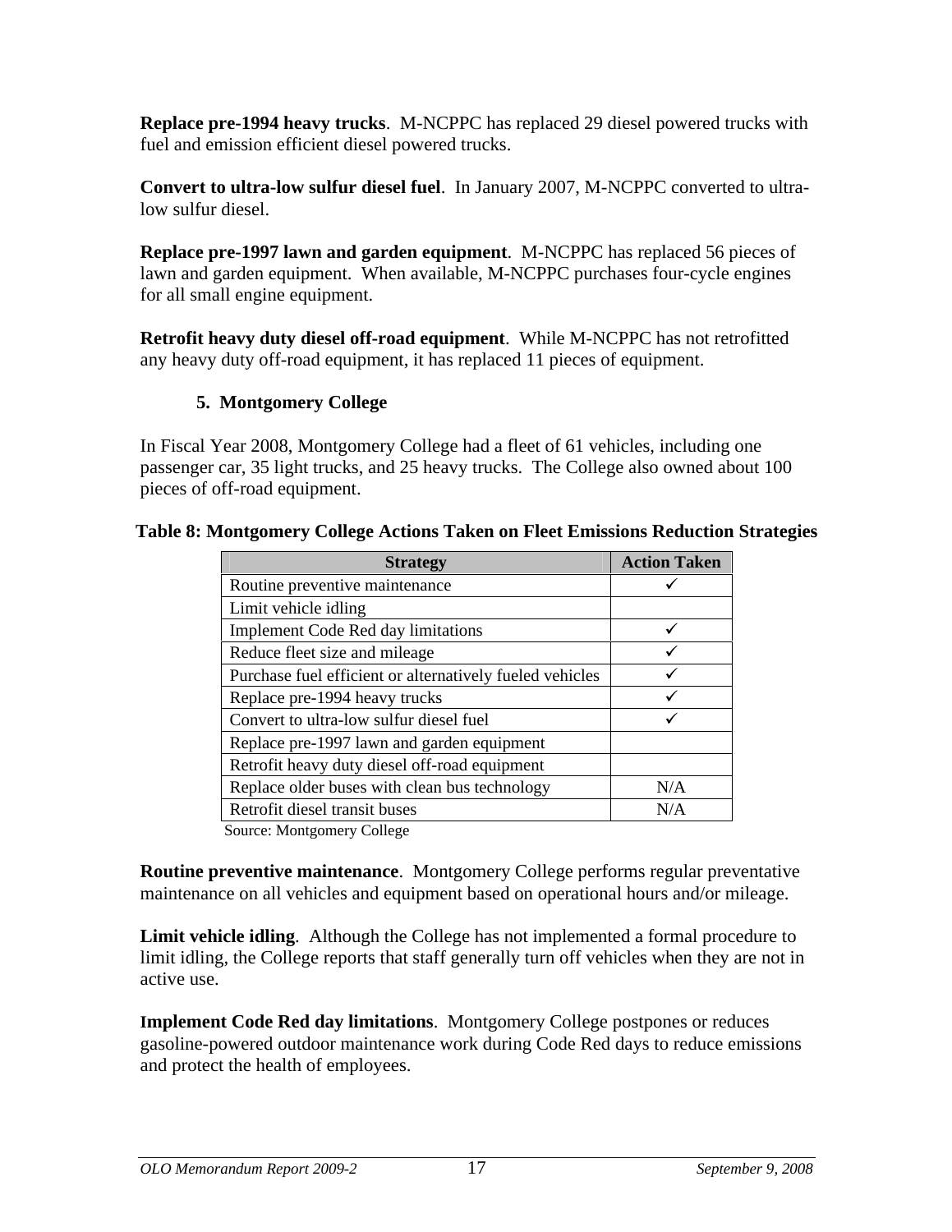**Replace pre-1994 heavy trucks**. M-NCPPC has replaced 29 diesel powered trucks with fuel and emission efficient diesel powered trucks.

**Convert to ultra-low sulfur diesel fuel**. In January 2007, M-NCPPC converted to ultra-low sulfur diesel.

**Replace pre-1997 lawn and garden equipment**. M-NCPPC has replaced 56 pieces of lawn and garden equipment. When available, M-NCPPC purchases four-cycle engines for all small engine equipment.

**Retrofit heavy duty diesel off-road equipment**. While M-NCPPC has not retrofitted any heavy duty off-road equipment, it has replaced 11 pieces of equipment.

### 5. Montgomery College

In Fiscal Year 2008, Montgomery College had a fleet of 61 vehicles, including one passenger car, 35 light trucks, and 25 heavy trucks. The College also owned about 100 pieces of off-road equipment.

**Table 8: Montgomery College Actions Taken on Fleet Emissions Reduction Strategies**

| Strategy | Action Taken |
|---|---|
| Routine preventive maintenance | ✓ |
| Limit vehicle idling | |
| Implement Code Red day limitations | ✓ |
| Reduce fleet size and mileage | ✓ |
| Purchase fuel efficient or alternatively fueled vehicles | ✓ |
| Replace pre-1994 heavy trucks | ✓ |
| Convert to ultra-low sulfur diesel fuel | ✓ |
| Replace pre-1997 lawn and garden equipment | |
| Retrofit heavy duty diesel off-road equipment | |
| Replace older buses with clean bus technology | N/A |
| Retrofit diesel transit buses | N/A |

Source: Montgomery College

**Routine preventive maintenance**. Montgomery College performs regular preventative maintenance on all vehicles and equipment based on operational hours and/or mileage.

**Limit vehicle idling**. Although the College has not implemented a formal procedure to limit idling, the College reports that staff generally turn off vehicles when they are not in active use.

**Implement Code Red day limitations**. Montgomery College postpones or reduces gasoline-powered outdoor maintenance work during Code Red days to reduce emissions and protect the health of employees.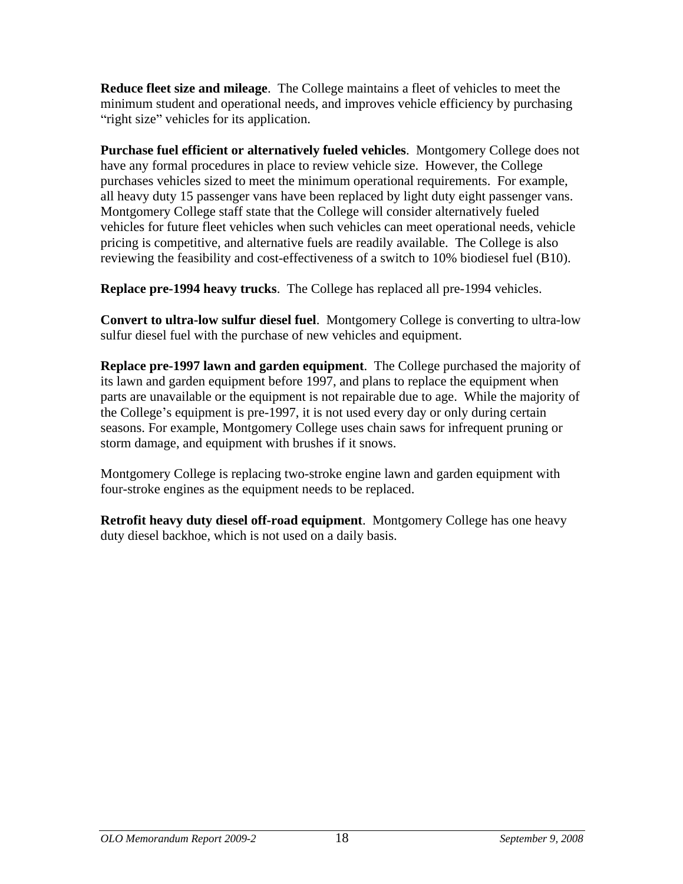**Reduce fleet size and mileage**. The College maintains a fleet of vehicles to meet the minimum student and operational needs, and improves vehicle efficiency by purchasing "right size" vehicles for its application.

**Purchase fuel efficient or alternatively fueled vehicles**. Montgomery College does not have any formal procedures in place to review vehicle size. However, the College purchases vehicles sized to meet the minimum operational requirements. For example, all heavy duty 15 passenger vans have been replaced by light duty eight passenger vans. Montgomery College staff state that the College will consider alternatively fueled vehicles for future fleet vehicles when such vehicles can meet operational needs, vehicle pricing is competitive, and alternative fuels are readily available. The College is also reviewing the feasibility and cost-effectiveness of a switch to 10% biodiesel fuel (B10).

**Replace pre-1994 heavy trucks**. The College has replaced all pre-1994 vehicles.

**Convert to ultra-low sulfur diesel fuel**. Montgomery College is converting to ultra-low sulfur diesel fuel with the purchase of new vehicles and equipment.

**Replace pre-1997 lawn and garden equipment**. The College purchased the majority of its lawn and garden equipment before 1997, and plans to replace the equipment when parts are unavailable or the equipment is not repairable due to age. While the majority of the College's equipment is pre-1997, it is not used every day or only during certain seasons. For example, Montgomery College uses chain saws for infrequent pruning or storm damage, and equipment with brushes if it snows.

Montgomery College is replacing two-stroke engine lawn and garden equipment with four-stroke engines as the equipment needs to be replaced.

**Retrofit heavy duty diesel off-road equipment**. Montgomery College has one heavy duty diesel backhoe, which is not used on a daily basis.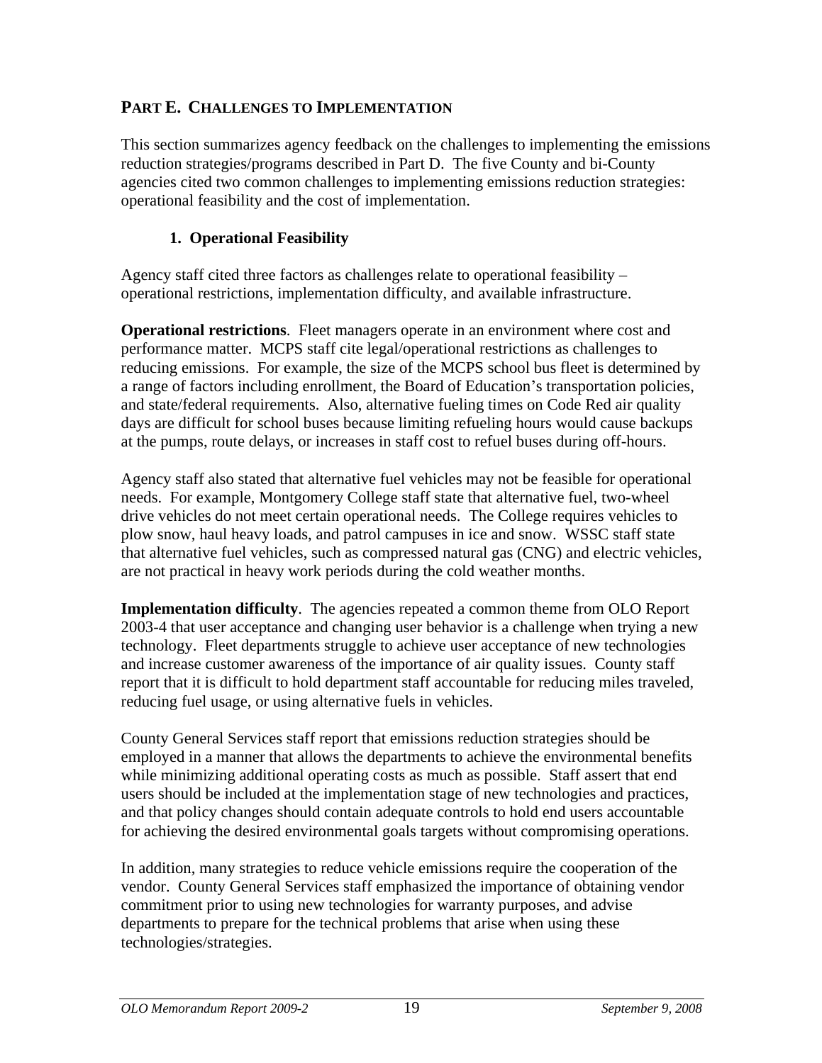## PART E. CHALLENGES TO IMPLEMENTATION

This section summarizes agency feedback on the challenges to implementing the emissions reduction strategies/programs described in Part D. The five County and bi-County agencies cited two common challenges to implementing emissions reduction strategies: operational feasibility and the cost of implementation.

### 1. Operational Feasibility

Agency staff cited three factors as challenges relate to operational feasibility – operational restrictions, implementation difficulty, and available infrastructure.

**Operational restrictions**. Fleet managers operate in an environment where cost and performance matter. MCPS staff cite legal/operational restrictions as challenges to reducing emissions. For example, the size of the MCPS school bus fleet is determined by a range of factors including enrollment, the Board of Education's transportation policies, and state/federal requirements. Also, alternative fueling times on Code Red air quality days are difficult for school buses because limiting refueling hours would cause backups at the pumps, route delays, or increases in staff cost to refuel buses during off-hours.

Agency staff also stated that alternative fuel vehicles may not be feasible for operational needs. For example, Montgomery College staff state that alternative fuel, two-wheel drive vehicles do not meet certain operational needs. The College requires vehicles to plow snow, haul heavy loads, and patrol campuses in ice and snow. WSSC staff state that alternative fuel vehicles, such as compressed natural gas (CNG) and electric vehicles, are not practical in heavy work periods during the cold weather months.

**Implementation difficulty**. The agencies repeated a common theme from OLO Report 2003-4 that user acceptance and changing user behavior is a challenge when trying a new technology. Fleet departments struggle to achieve user acceptance of new technologies and increase customer awareness of the importance of air quality issues. County staff report that it is difficult to hold department staff accountable for reducing miles traveled, reducing fuel usage, or using alternative fuels in vehicles.

County General Services staff report that emissions reduction strategies should be employed in a manner that allows the departments to achieve the environmental benefits while minimizing additional operating costs as much as possible. Staff assert that end users should be included at the implementation stage of new technologies and practices, and that policy changes should contain adequate controls to hold end users accountable for achieving the desired environmental goals targets without compromising operations.

In addition, many strategies to reduce vehicle emissions require the cooperation of the vendor. County General Services staff emphasized the importance of obtaining vendor commitment prior to using new technologies for warranty purposes, and advise departments to prepare for the technical problems that arise when using these technologies/strategies.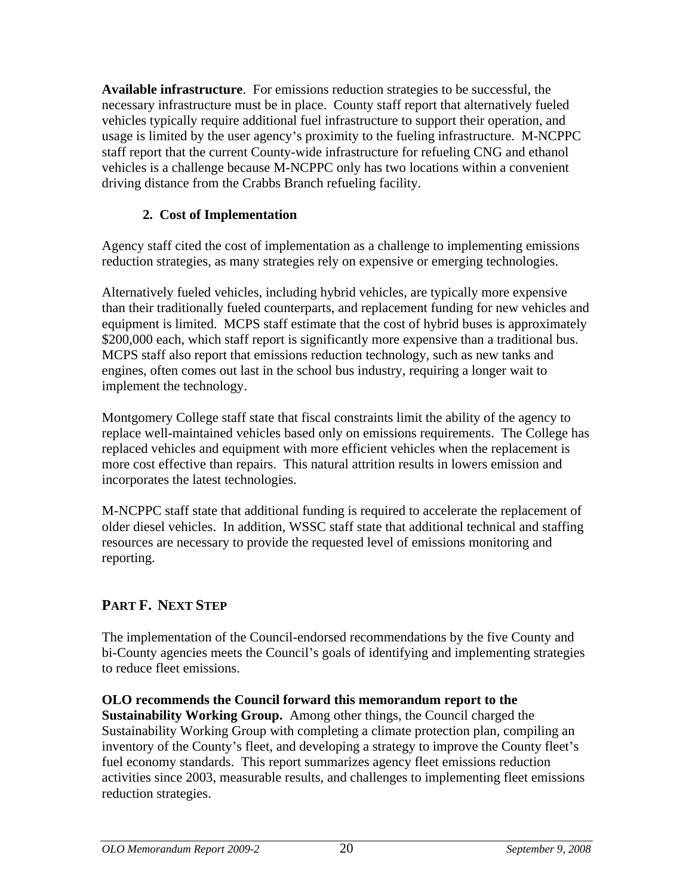**Available infrastructure**. For emissions reduction strategies to be successful, the necessary infrastructure must be in place. County staff report that alternatively fueled vehicles typically require additional fuel infrastructure to support their operation, and usage is limited by the user agency's proximity to the fueling infrastructure. M-NCPPC staff report that the current County-wide infrastructure for refueling CNG and ethanol vehicles is a challenge because M-NCPPC only has two locations within a convenient driving distance from the Crabbs Branch refueling facility.

### 2. Cost of Implementation

Agency staff cited the cost of implementation as a challenge to implementing emissions reduction strategies, as many strategies rely on expensive or emerging technologies.

Alternatively fueled vehicles, including hybrid vehicles, are typically more expensive than their traditionally fueled counterparts, and replacement funding for new vehicles and equipment is limited. MCPS staff estimate that the cost of hybrid buses is approximately $200,000 each, which staff report is significantly more expensive than a traditional bus. MCPS staff also report that emissions reduction technology, such as new tanks and engines, often comes out last in the school bus industry, requiring a longer wait to implement the technology.

Montgomery College staff state that fiscal constraints limit the ability of the agency to replace well-maintained vehicles based only on emissions requirements. The College has replaced vehicles and equipment with more efficient vehicles when the replacement is more cost effective than repairs. This natural attrition results in lowers emission and incorporates the latest technologies.

M-NCPPC staff state that additional funding is required to accelerate the replacement of older diesel vehicles. In addition, WSSC staff state that additional technical and staffing resources are necessary to provide the requested level of emissions monitoring and reporting.

## PART F. NEXT STEP

The implementation of the Council-endorsed recommendations by the five County and bi-County agencies meets the Council's goals of identifying and implementing strategies to reduce fleet emissions.

**OLO recommends the Council forward this memorandum report to the Sustainability Working Group.** Among other things, the Council charged the Sustainability Working Group with completing a climate protection plan, compiling an inventory of the County's fleet, and developing a strategy to improve the County fleet's fuel economy standards. This report summarizes agency fleet emissions reduction activities since 2003, measurable results, and challenges to implementing fleet emissions reduction strategies.